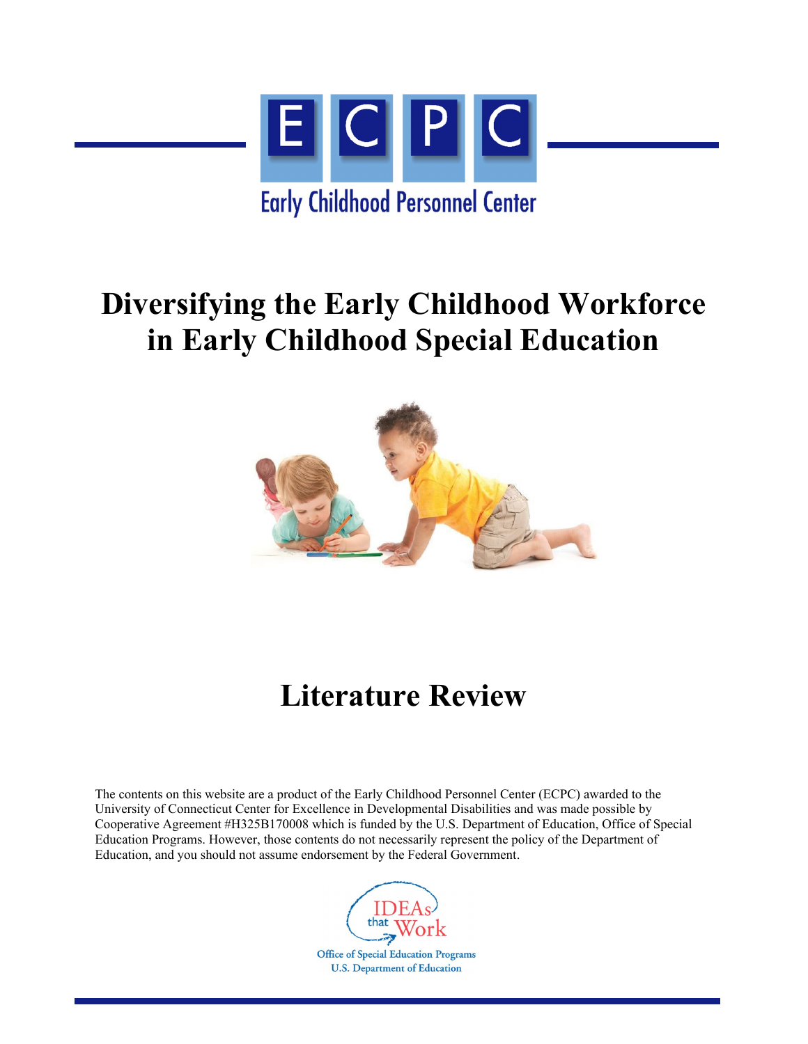ECPC

Early Childhood Personnel Center

# Diversifying the Early Childhood Workforce in Early Childhood Special Education

# Literature Review

The contents on this website are a product of the Early Childhood Personnel Center (ECPC) awarded to the University of Connecticut Center for Excellence in Developmental Disabilities and was made possible by Cooperative Agreement #H325B170008 which is funded by the U.S. Department of Education, Office of Special Education Programs. However, those contents do not necessarily represent the policy of the Department of Education, and you should not assume endorsement by the Federal Government.

IDEAs that Work

Office of Special Education Programs
U.S. Department of Education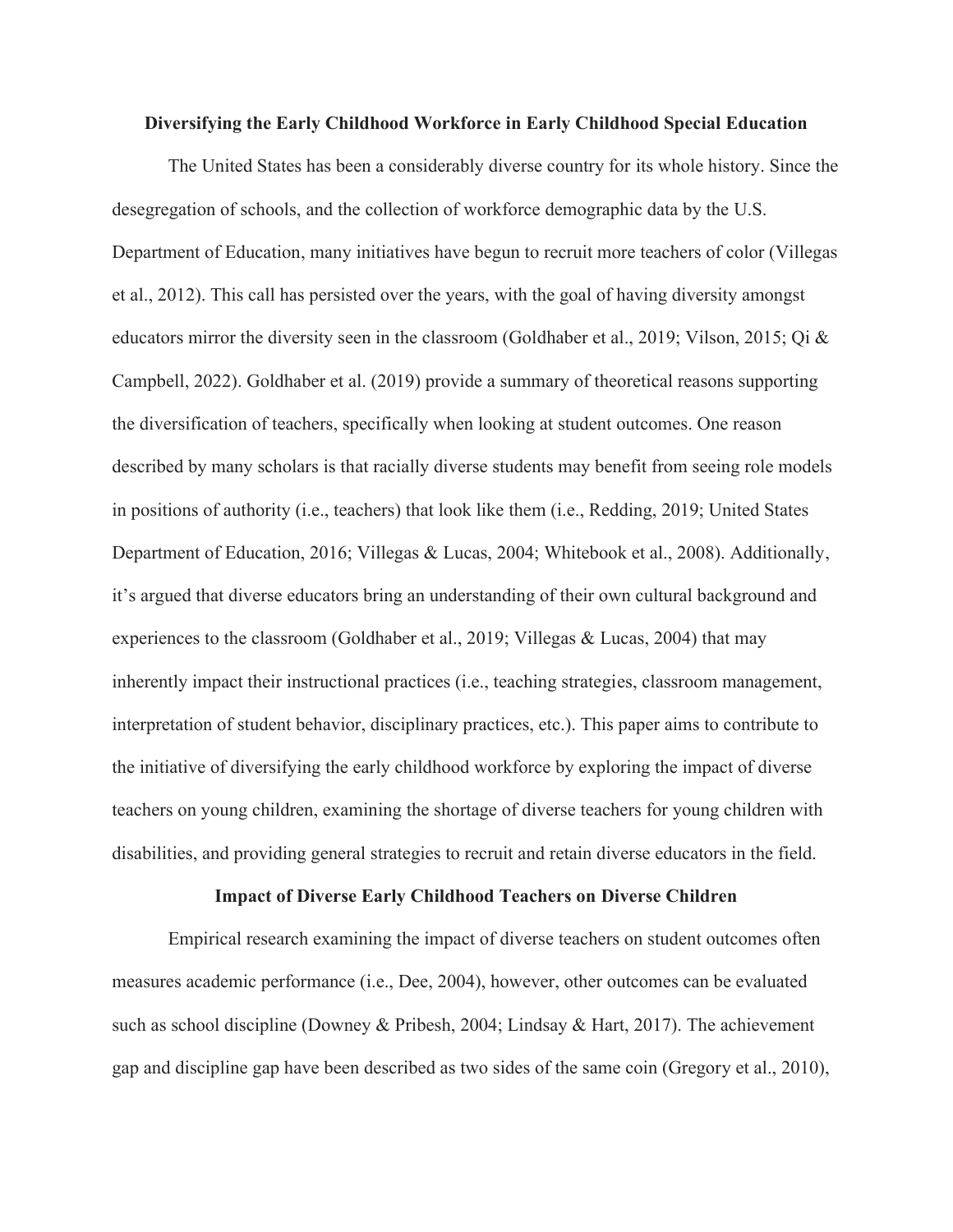# Diversifying the Early Childhood Workforce in Early Childhood Special Education

The United States has been a considerably diverse country for its whole history. Since the desegregation of schools, and the collection of workforce demographic data by the U.S. Department of Education, many initiatives have begun to recruit more teachers of color (Villegas et al., 2012). This call has persisted over the years, with the goal of having diversity amongst educators mirror the diversity seen in the classroom (Goldhaber et al., 2019; Vilson, 2015; Qi & Campbell, 2022). Goldhaber et al. (2019) provide a summary of theoretical reasons supporting the diversification of teachers, specifically when looking at student outcomes. One reason described by many scholars is that racially diverse students may benefit from seeing role models in positions of authority (i.e., teachers) that look like them (i.e., Redding, 2019; United States Department of Education, 2016; Villegas & Lucas, 2004; Whitebook et al., 2008). Additionally, it's argued that diverse educators bring an understanding of their own cultural background and experiences to the classroom (Goldhaber et al., 2019; Villegas & Lucas, 2004) that may inherently impact their instructional practices (i.e., teaching strategies, classroom management, interpretation of student behavior, disciplinary practices, etc.). This paper aims to contribute to the initiative of diversifying the early childhood workforce by exploring the impact of diverse teachers on young children, examining the shortage of diverse teachers for young children with disabilities, and providing general strategies to recruit and retain diverse educators in the field.

## Impact of Diverse Early Childhood Teachers on Diverse Children

Empirical research examining the impact of diverse teachers on student outcomes often measures academic performance (i.e., Dee, 2004), however, other outcomes can be evaluated such as school discipline (Downey & Pribesh, 2004; Lindsay & Hart, 2017). The achievement gap and discipline gap have been described as two sides of the same coin (Gregory et al., 2010),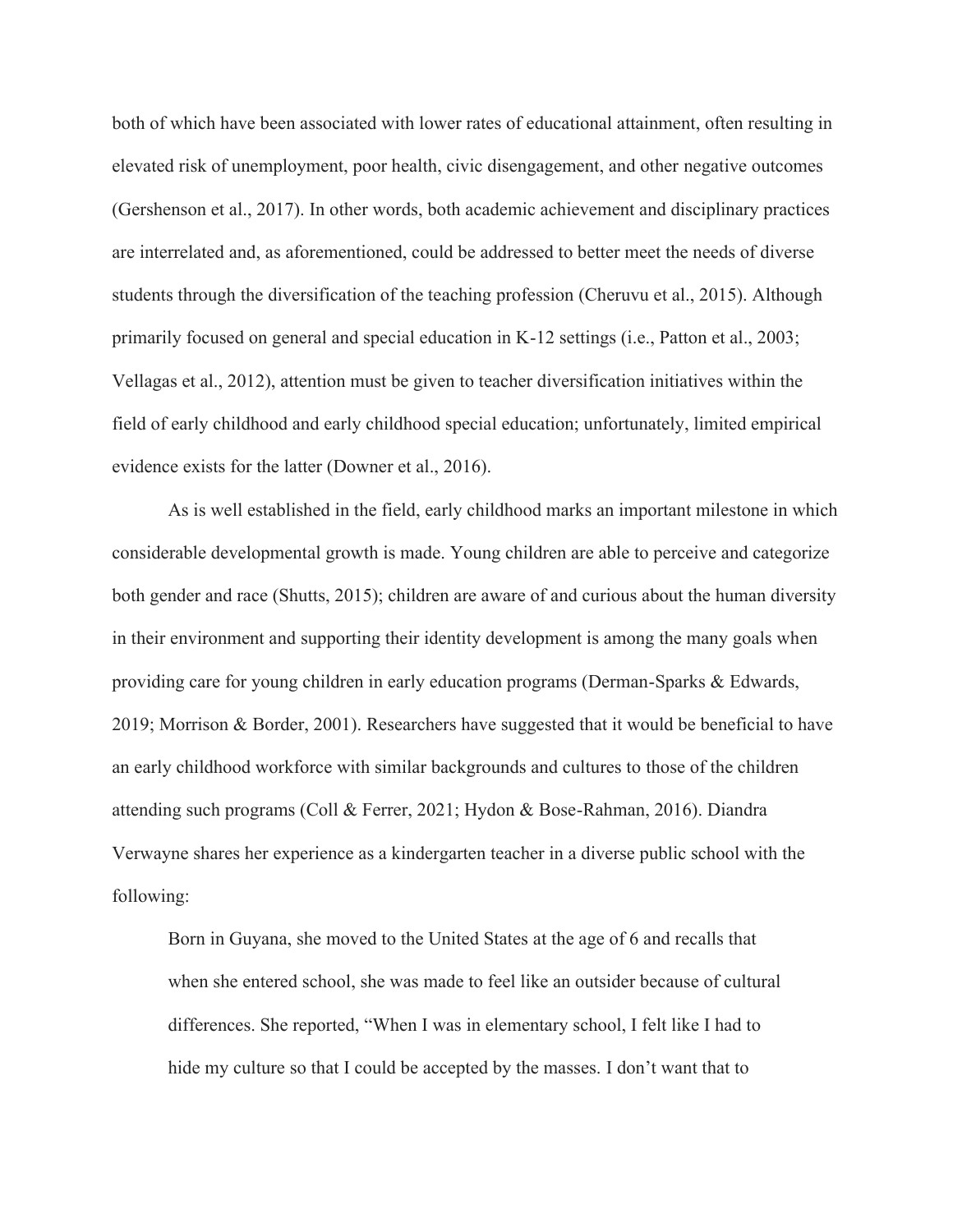both of which have been associated with lower rates of educational attainment, often resulting in elevated risk of unemployment, poor health, civic disengagement, and other negative outcomes (Gershenson et al., 2017). In other words, both academic achievement and disciplinary practices are interrelated and, as aforementioned, could be addressed to better meet the needs of diverse students through the diversification of the teaching profession (Cheruvu et al., 2015). Although primarily focused on general and special education in K-12 settings (i.e., Patton et al., 2003; Vellagas et al., 2012), attention must be given to teacher diversification initiatives within the field of early childhood and early childhood special education; unfortunately, limited empirical evidence exists for the latter (Downer et al., 2016).

As is well established in the field, early childhood marks an important milestone in which considerable developmental growth is made. Young children are able to perceive and categorize both gender and race (Shutts, 2015); children are aware of and curious about the human diversity in their environment and supporting their identity development is among the many goals when providing care for young children in early education programs (Derman-Sparks & Edwards, 2019; Morrison & Border, 2001). Researchers have suggested that it would be beneficial to have an early childhood workforce with similar backgrounds and cultures to those of the children attending such programs (Coll & Ferrer, 2021; Hydon & Bose-Rahman, 2016). Diandra Verwayne shares her experience as a kindergarten teacher in a diverse public school with the following:

> Born in Guyana, she moved to the United States at the age of 6 and recalls that when she entered school, she was made to feel like an outsider because of cultural differences. She reported, "When I was in elementary school, I felt like I had to hide my culture so that I could be accepted by the masses. I don't want that to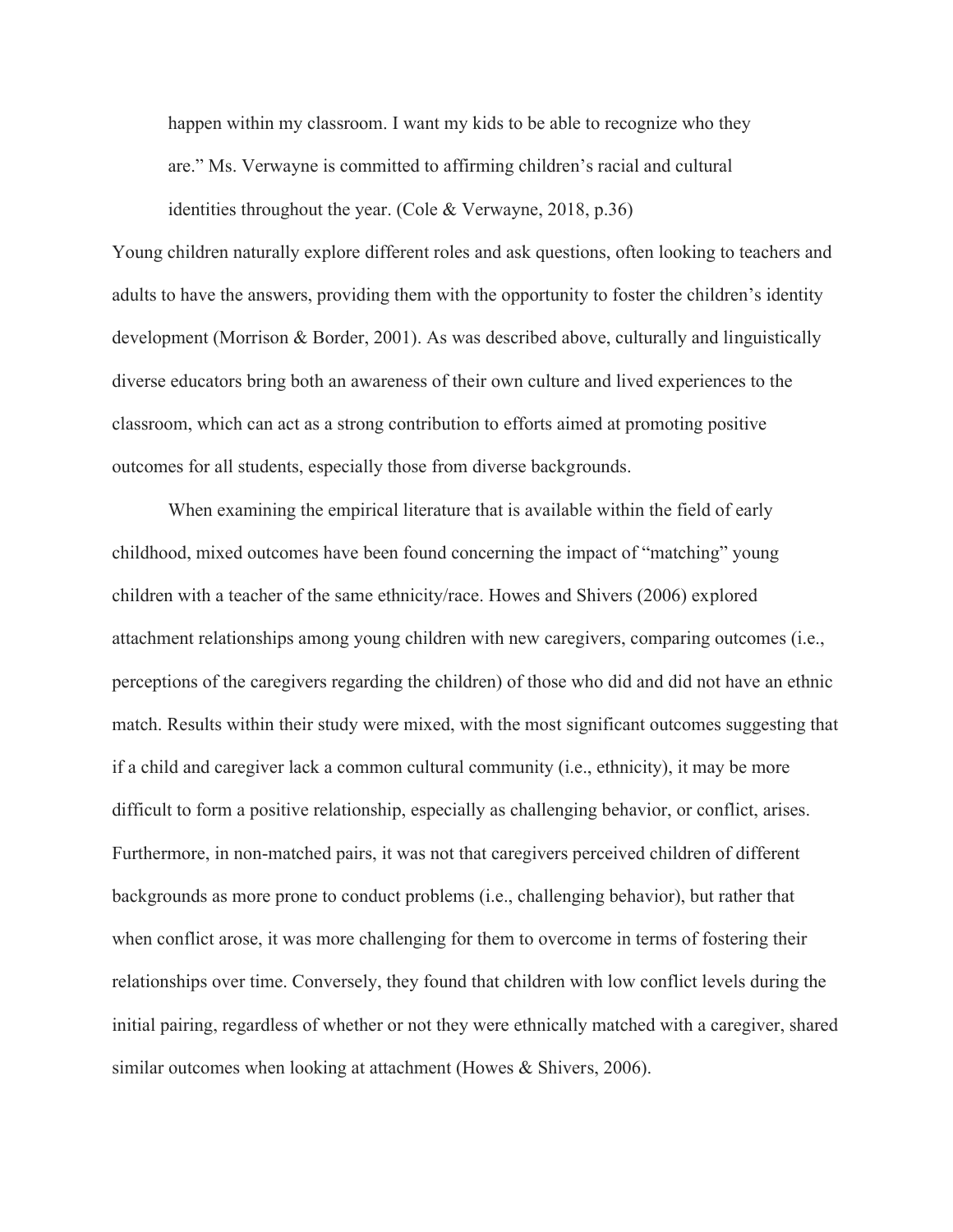> happen within my classroom. I want my kids to be able to recognize who they are." Ms. Verwayne is committed to affirming children's racial and cultural identities throughout the year. (Cole & Verwayne, 2018, p.36)

Young children naturally explore different roles and ask questions, often looking to teachers and adults to have the answers, providing them with the opportunity to foster the children's identity development (Morrison & Border, 2001). As was described above, culturally and linguistically diverse educators bring both an awareness of their own culture and lived experiences to the classroom, which can act as a strong contribution to efforts aimed at promoting positive outcomes for all students, especially those from diverse backgrounds.

When examining the empirical literature that is available within the field of early childhood, mixed outcomes have been found concerning the impact of "matching" young children with a teacher of the same ethnicity/race. Howes and Shivers (2006) explored attachment relationships among young children with new caregivers, comparing outcomes (i.e., perceptions of the caregivers regarding the children) of those who did and did not have an ethnic match. Results within their study were mixed, with the most significant outcomes suggesting that if a child and caregiver lack a common cultural community (i.e., ethnicity), it may be more difficult to form a positive relationship, especially as challenging behavior, or conflict, arises. Furthermore, in non-matched pairs, it was not that caregivers perceived children of different backgrounds as more prone to conduct problems (i.e., challenging behavior), but rather that when conflict arose, it was more challenging for them to overcome in terms of fostering their relationships over time. Conversely, they found that children with low conflict levels during the initial pairing, regardless of whether or not they were ethnically matched with a caregiver, shared similar outcomes when looking at attachment (Howes & Shivers, 2006).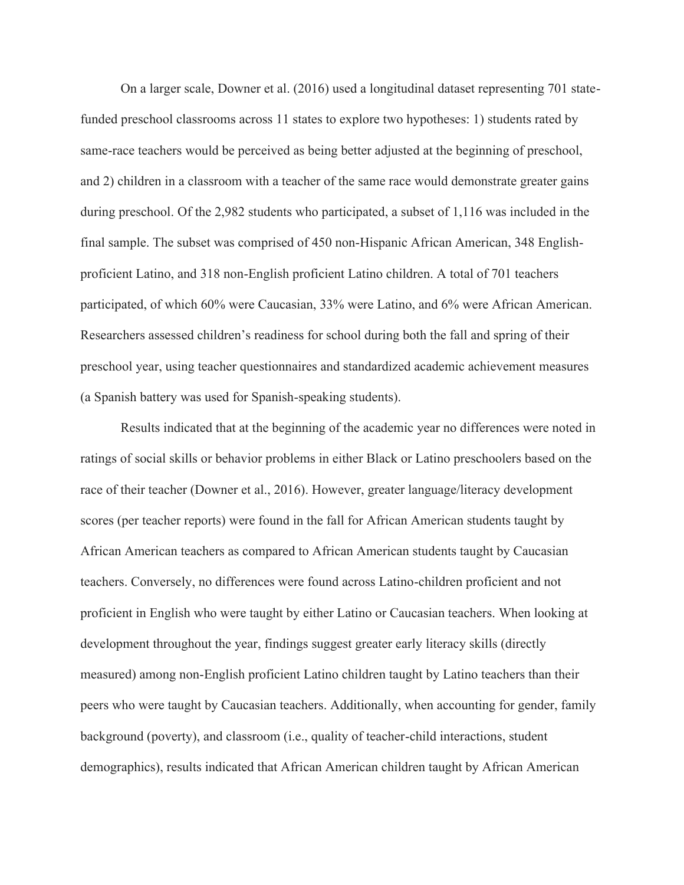On a larger scale, Downer et al. (2016) used a longitudinal dataset representing 701 state-funded preschool classrooms across 11 states to explore two hypotheses: 1) students rated by same-race teachers would be perceived as being better adjusted at the beginning of preschool, and 2) children in a classroom with a teacher of the same race would demonstrate greater gains during preschool. Of the 2,982 students who participated, a subset of 1,116 was included in the final sample. The subset was comprised of 450 non-Hispanic African American, 348 English-proficient Latino, and 318 non-English proficient Latino children. A total of 701 teachers participated, of which 60% were Caucasian, 33% were Latino, and 6% were African American. Researchers assessed children's readiness for school during both the fall and spring of their preschool year, using teacher questionnaires and standardized academic achievement measures (a Spanish battery was used for Spanish-speaking students).

Results indicated that at the beginning of the academic year no differences were noted in ratings of social skills or behavior problems in either Black or Latino preschoolers based on the race of their teacher (Downer et al., 2016). However, greater language/literacy development scores (per teacher reports) were found in the fall for African American students taught by African American teachers as compared to African American students taught by Caucasian teachers. Conversely, no differences were found across Latino-children proficient and not proficient in English who were taught by either Latino or Caucasian teachers. When looking at development throughout the year, findings suggest greater early literacy skills (directly measured) among non-English proficient Latino children taught by Latino teachers than their peers who were taught by Caucasian teachers. Additionally, when accounting for gender, family background (poverty), and classroom (i.e., quality of teacher-child interactions, student demographics), results indicated that African American children taught by African American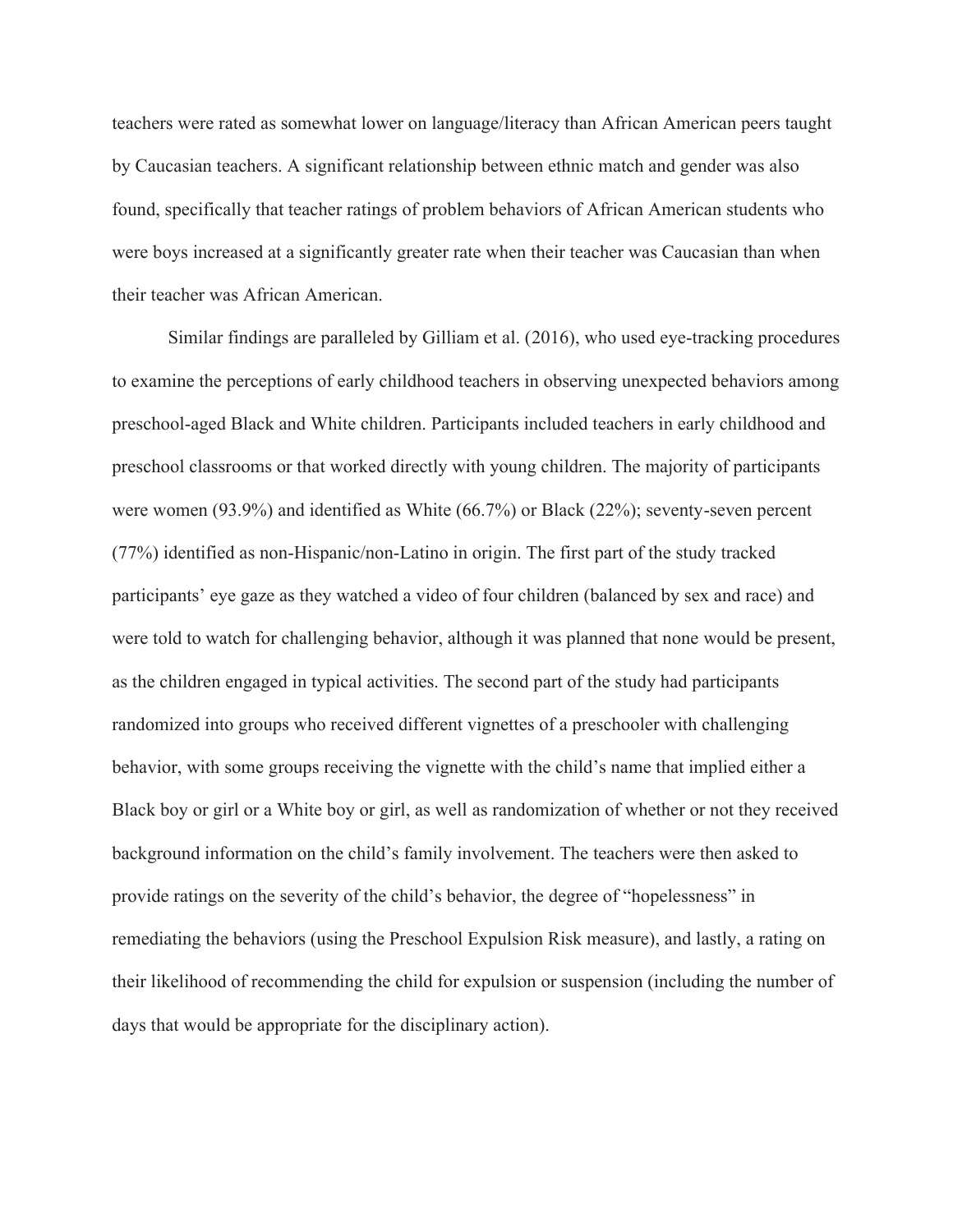teachers were rated as somewhat lower on language/literacy than African American peers taught by Caucasian teachers. A significant relationship between ethnic match and gender was also found, specifically that teacher ratings of problem behaviors of African American students who were boys increased at a significantly greater rate when their teacher was Caucasian than when their teacher was African American.

Similar findings are paralleled by Gilliam et al. (2016), who used eye-tracking procedures to examine the perceptions of early childhood teachers in observing unexpected behaviors among preschool-aged Black and White children. Participants included teachers in early childhood and preschool classrooms or that worked directly with young children. The majority of participants were women (93.9%) and identified as White (66.7%) or Black (22%); seventy-seven percent (77%) identified as non-Hispanic/non-Latino in origin. The first part of the study tracked participants' eye gaze as they watched a video of four children (balanced by sex and race) and were told to watch for challenging behavior, although it was planned that none would be present, as the children engaged in typical activities. The second part of the study had participants randomized into groups who received different vignettes of a preschooler with challenging behavior, with some groups receiving the vignette with the child's name that implied either a Black boy or girl or a White boy or girl, as well as randomization of whether or not they received background information on the child's family involvement. The teachers were then asked to provide ratings on the severity of the child's behavior, the degree of "hopelessness" in remediating the behaviors (using the Preschool Expulsion Risk measure), and lastly, a rating on their likelihood of recommending the child for expulsion or suspension (including the number of days that would be appropriate for the disciplinary action).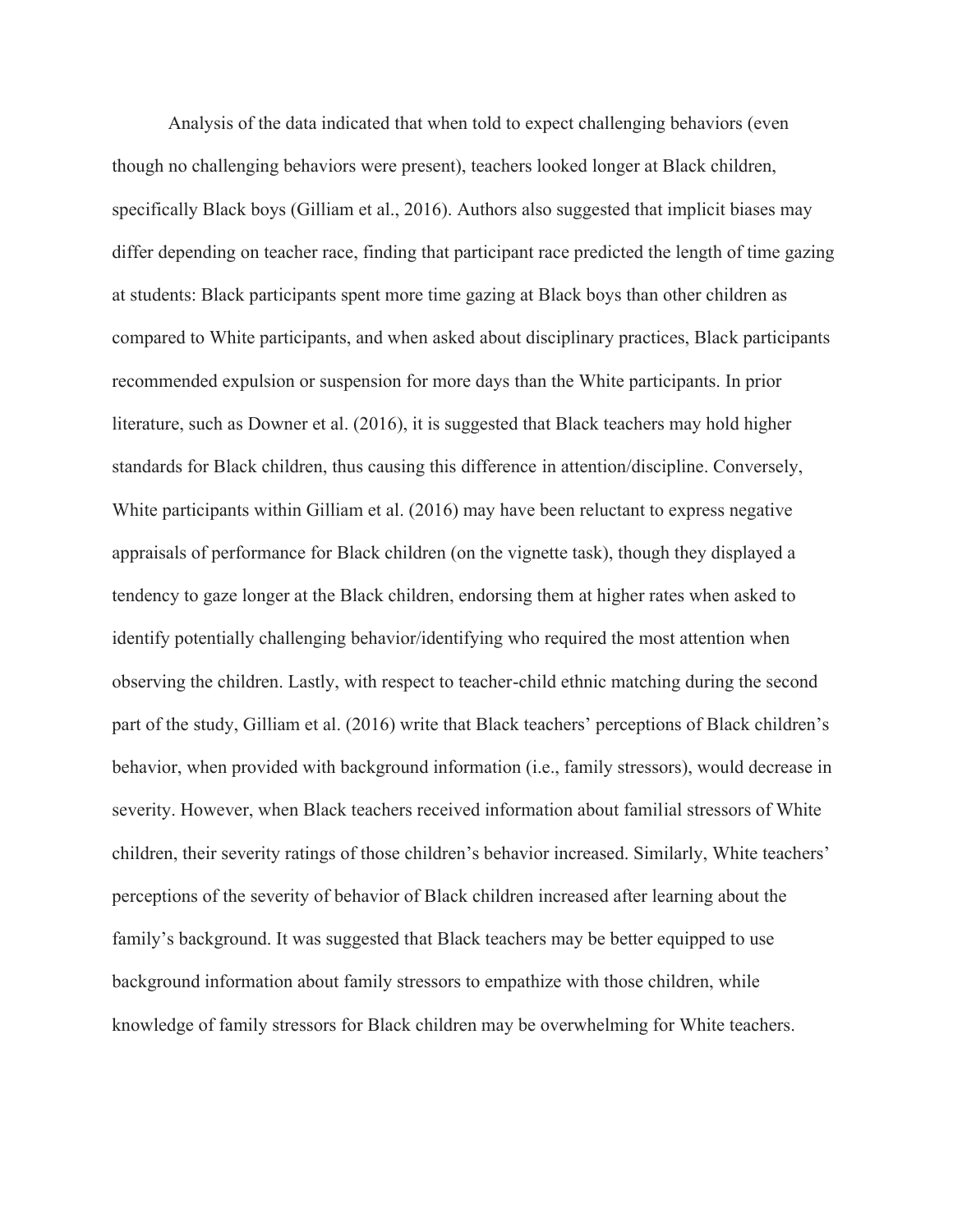Analysis of the data indicated that when told to expect challenging behaviors (even though no challenging behaviors were present), teachers looked longer at Black children, specifically Black boys (Gilliam et al., 2016). Authors also suggested that implicit biases may differ depending on teacher race, finding that participant race predicted the length of time gazing at students: Black participants spent more time gazing at Black boys than other children as compared to White participants, and when asked about disciplinary practices, Black participants recommended expulsion or suspension for more days than the White participants. In prior literature, such as Downer et al. (2016), it is suggested that Black teachers may hold higher standards for Black children, thus causing this difference in attention/discipline. Conversely, White participants within Gilliam et al. (2016) may have been reluctant to express negative appraisals of performance for Black children (on the vignette task), though they displayed a tendency to gaze longer at the Black children, endorsing them at higher rates when asked to identify potentially challenging behavior/identifying who required the most attention when observing the children. Lastly, with respect to teacher-child ethnic matching during the second part of the study, Gilliam et al. (2016) write that Black teachers' perceptions of Black children's behavior, when provided with background information (i.e., family stressors), would decrease in severity. However, when Black teachers received information about familial stressors of White children, their severity ratings of those children's behavior increased. Similarly, White teachers' perceptions of the severity of behavior of Black children increased after learning about the family's background. It was suggested that Black teachers may be better equipped to use background information about family stressors to empathize with those children, while knowledge of family stressors for Black children may be overwhelming for White teachers.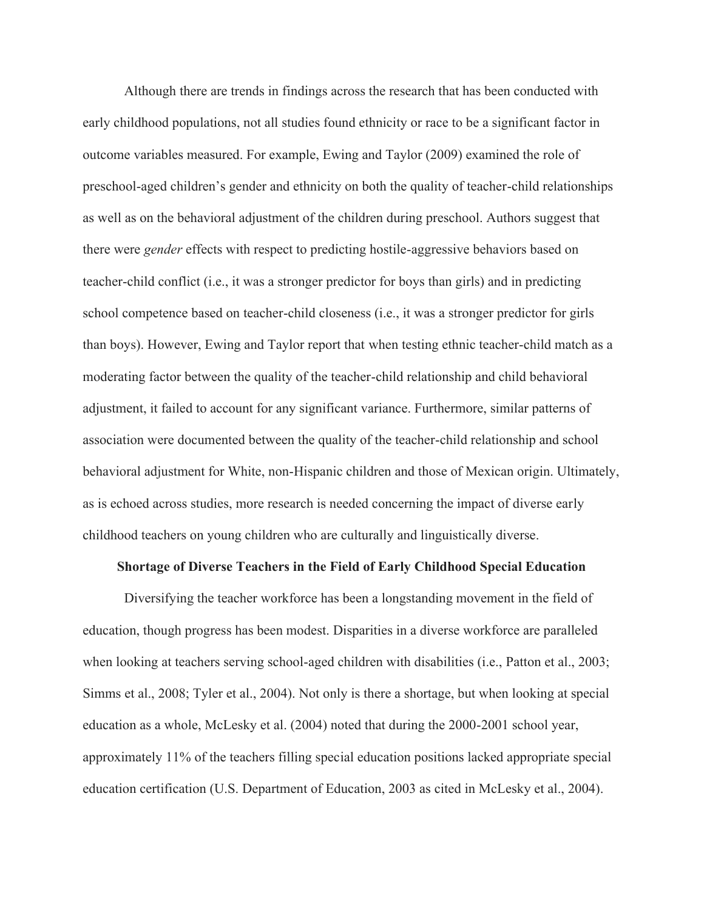Although there are trends in findings across the research that has been conducted with early childhood populations, not all studies found ethnicity or race to be a significant factor in outcome variables measured. For example, Ewing and Taylor (2009) examined the role of preschool-aged children's gender and ethnicity on both the quality of teacher-child relationships as well as on the behavioral adjustment of the children during preschool. Authors suggest that there were *gender* effects with respect to predicting hostile-aggressive behaviors based on teacher-child conflict (i.e., it was a stronger predictor for boys than girls) and in predicting school competence based on teacher-child closeness (i.e., it was a stronger predictor for girls than boys). However, Ewing and Taylor report that when testing ethnic teacher-child match as a moderating factor between the quality of the teacher-child relationship and child behavioral adjustment, it failed to account for any significant variance. Furthermore, similar patterns of association were documented between the quality of the teacher-child relationship and school behavioral adjustment for White, non-Hispanic children and those of Mexican origin. Ultimately, as is echoed across studies, more research is needed concerning the impact of diverse early childhood teachers on young children who are culturally and linguistically diverse.

## Shortage of Diverse Teachers in the Field of Early Childhood Special Education

Diversifying the teacher workforce has been a longstanding movement in the field of education, though progress has been modest. Disparities in a diverse workforce are paralleled when looking at teachers serving school-aged children with disabilities (i.e., Patton et al., 2003; Simms et al., 2008; Tyler et al., 2004). Not only is there a shortage, but when looking at special education as a whole, McLesky et al. (2004) noted that during the 2000-2001 school year, approximately 11% of the teachers filling special education positions lacked appropriate special education certification (U.S. Department of Education, 2003 as cited in McLesky et al., 2004).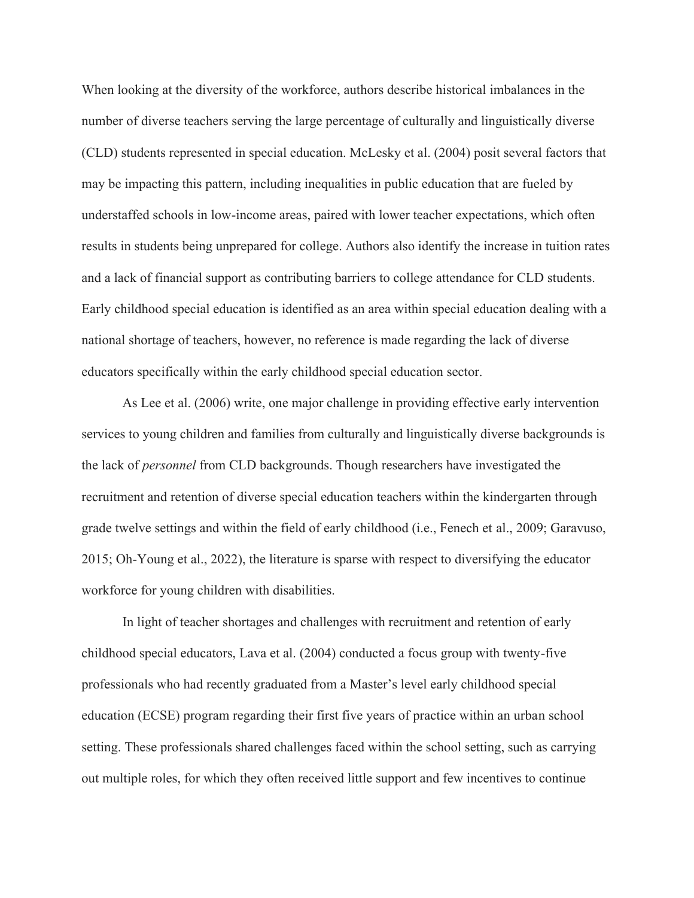When looking at the diversity of the workforce, authors describe historical imbalances in the number of diverse teachers serving the large percentage of culturally and linguistically diverse (CLD) students represented in special education. McLesky et al. (2004) posit several factors that may be impacting this pattern, including inequalities in public education that are fueled by understaffed schools in low-income areas, paired with lower teacher expectations, which often results in students being unprepared for college. Authors also identify the increase in tuition rates and a lack of financial support as contributing barriers to college attendance for CLD students. Early childhood special education is identified as an area within special education dealing with a national shortage of teachers, however, no reference is made regarding the lack of diverse educators specifically within the early childhood special education sector.

As Lee et al. (2006) write, one major challenge in providing effective early intervention services to young children and families from culturally and linguistically diverse backgrounds is the lack of *personnel* from CLD backgrounds. Though researchers have investigated the recruitment and retention of diverse special education teachers within the kindergarten through grade twelve settings and within the field of early childhood (i.e., Fenech et al., 2009; Garavuso, 2015; Oh-Young et al., 2022), the literature is sparse with respect to diversifying the educator workforce for young children with disabilities.

In light of teacher shortages and challenges with recruitment and retention of early childhood special educators, Lava et al. (2004) conducted a focus group with twenty-five professionals who had recently graduated from a Master's level early childhood special education (ECSE) program regarding their first five years of practice within an urban school setting. These professionals shared challenges faced within the school setting, such as carrying out multiple roles, for which they often received little support and few incentives to continue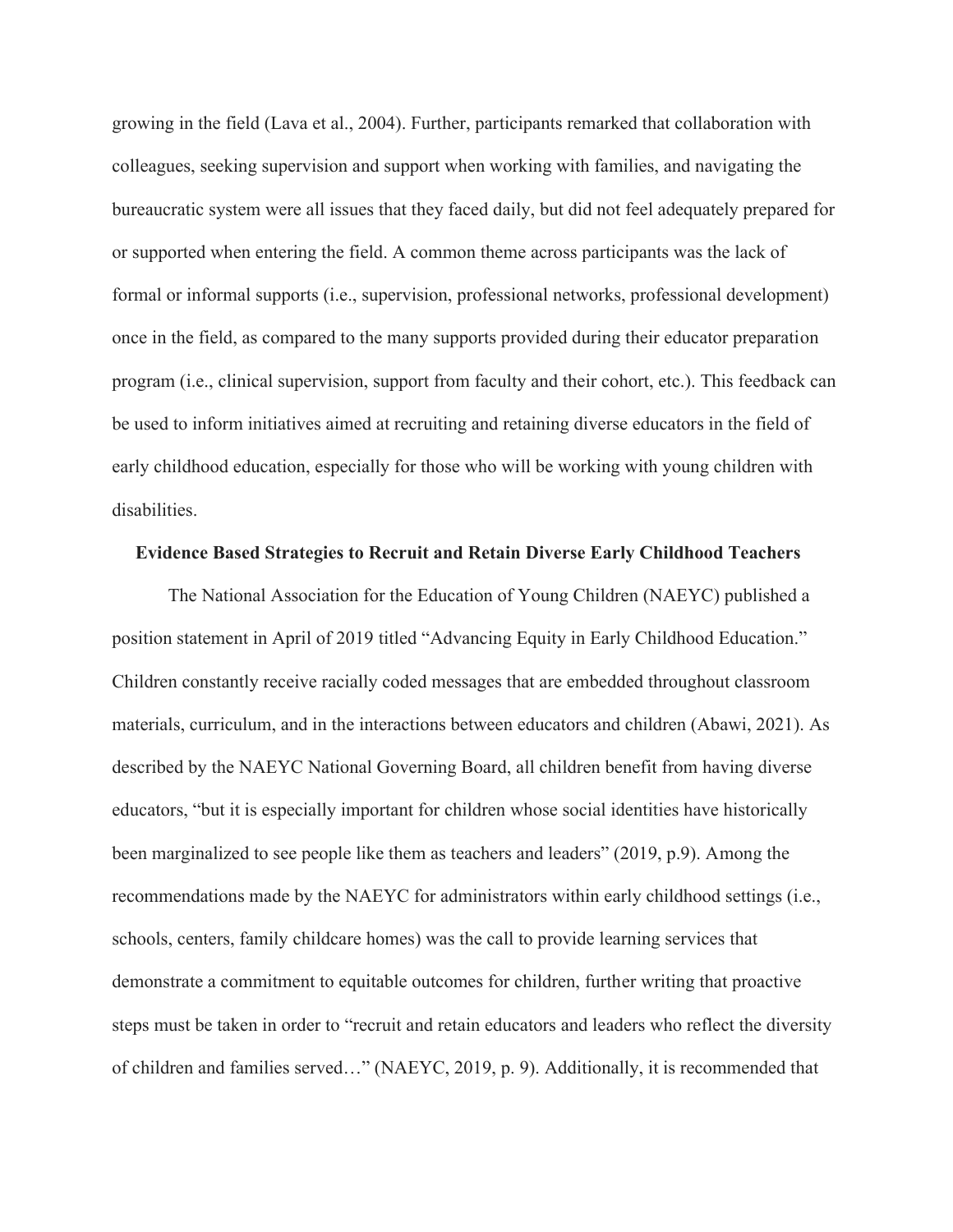growing in the field (Lava et al., 2004). Further, participants remarked that collaboration with colleagues, seeking supervision and support when working with families, and navigating the bureaucratic system were all issues that they faced daily, but did not feel adequately prepared for or supported when entering the field. A common theme across participants was the lack of formal or informal supports (i.e., supervision, professional networks, professional development) once in the field, as compared to the many supports provided during their educator preparation program (i.e., clinical supervision, support from faculty and their cohort, etc.). This feedback can be used to inform initiatives aimed at recruiting and retaining diverse educators in the field of early childhood education, especially for those who will be working with young children with disabilities.

## Evidence Based Strategies to Recruit and Retain Diverse Early Childhood Teachers

The National Association for the Education of Young Children (NAEYC) published a position statement in April of 2019 titled "Advancing Equity in Early Childhood Education." Children constantly receive racially coded messages that are embedded throughout classroom materials, curriculum, and in the interactions between educators and children (Abawi, 2021). As described by the NAEYC National Governing Board, all children benefit from having diverse educators, "but it is especially important for children whose social identities have historically been marginalized to see people like them as teachers and leaders" (2019, p.9). Among the recommendations made by the NAEYC for administrators within early childhood settings (i.e., schools, centers, family childcare homes) was the call to provide learning services that demonstrate a commitment to equitable outcomes for children, further writing that proactive steps must be taken in order to "recruit and retain educators and leaders who reflect the diversity of children and families served…" (NAEYC, 2019, p. 9). Additionally, it is recommended that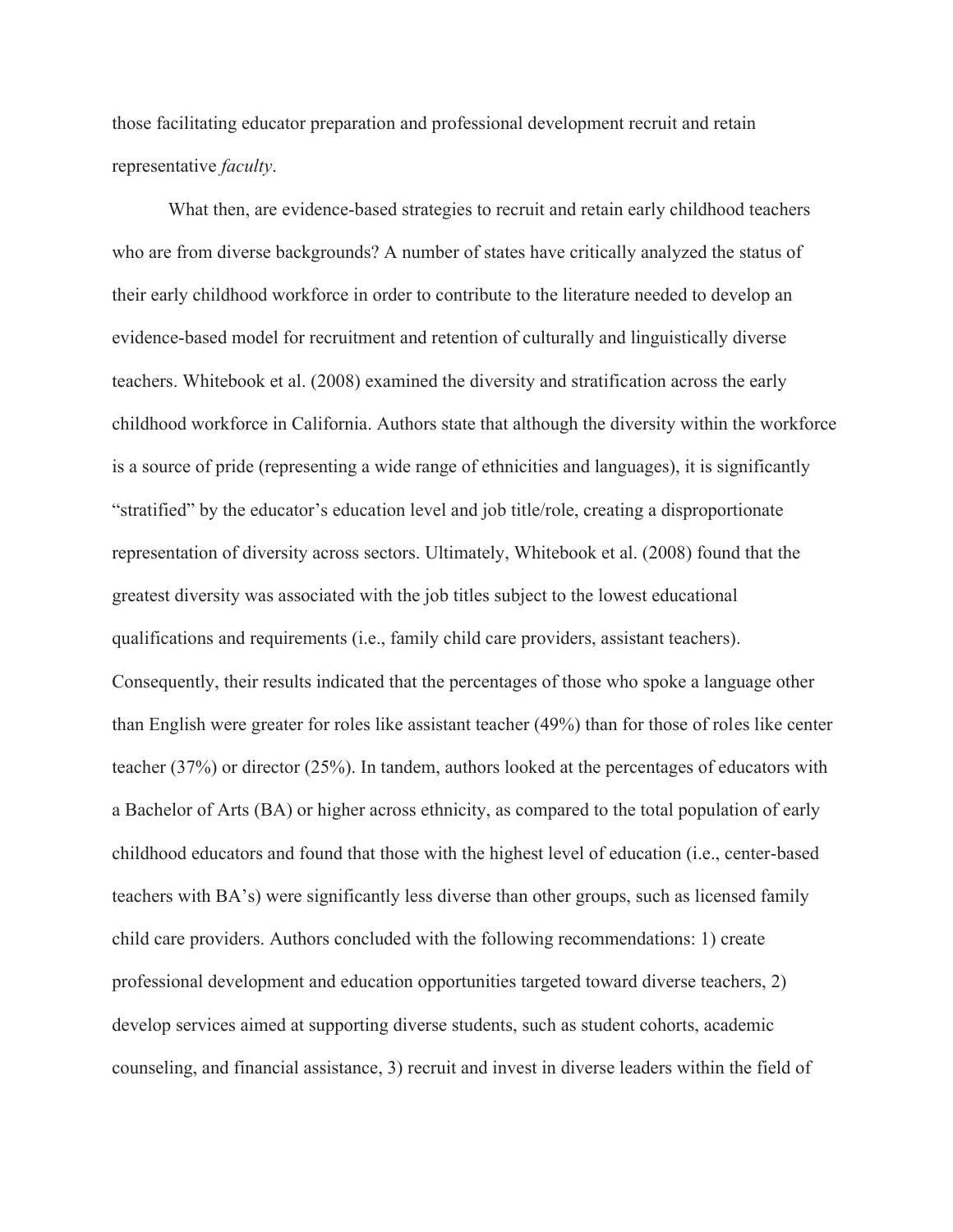those facilitating educator preparation and professional development recruit and retain representative *faculty*.

What then, are evidence-based strategies to recruit and retain early childhood teachers who are from diverse backgrounds? A number of states have critically analyzed the status of their early childhood workforce in order to contribute to the literature needed to develop an evidence-based model for recruitment and retention of culturally and linguistically diverse teachers. Whitebook et al. (2008) examined the diversity and stratification across the early childhood workforce in California. Authors state that although the diversity within the workforce is a source of pride (representing a wide range of ethnicities and languages), it is significantly "stratified" by the educator's education level and job title/role, creating a disproportionate representation of diversity across sectors. Ultimately, Whitebook et al. (2008) found that the greatest diversity was associated with the job titles subject to the lowest educational qualifications and requirements (i.e., family child care providers, assistant teachers). Consequently, their results indicated that the percentages of those who spoke a language other than English were greater for roles like assistant teacher (49%) than for those of roles like center teacher (37%) or director (25%). In tandem, authors looked at the percentages of educators with a Bachelor of Arts (BA) or higher across ethnicity, as compared to the total population of early childhood educators and found that those with the highest level of education (i.e., center-based teachers with BA's) were significantly less diverse than other groups, such as licensed family child care providers. Authors concluded with the following recommendations: 1) create professional development and education opportunities targeted toward diverse teachers, 2) develop services aimed at supporting diverse students, such as student cohorts, academic counseling, and financial assistance, 3) recruit and invest in diverse leaders within the field of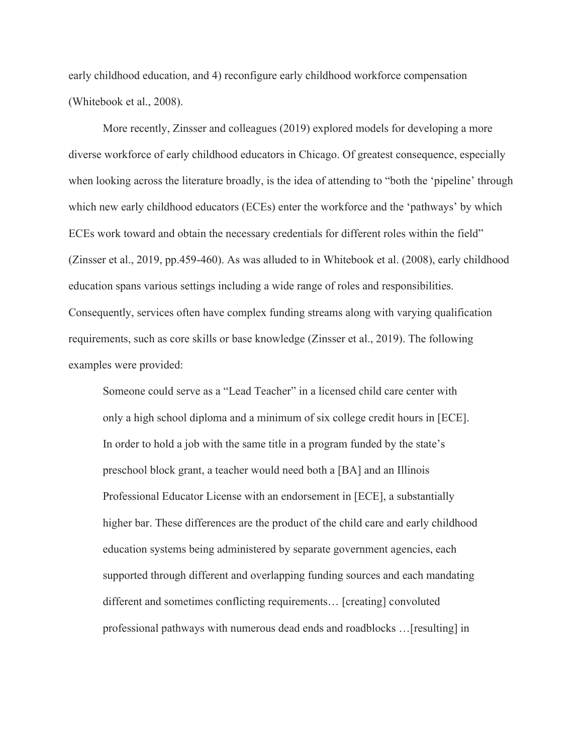early childhood education, and 4) reconfigure early childhood workforce compensation (Whitebook et al., 2008).

More recently, Zinsser and colleagues (2019) explored models for developing a more diverse workforce of early childhood educators in Chicago. Of greatest consequence, especially when looking across the literature broadly, is the idea of attending to "both the 'pipeline' through which new early childhood educators (ECEs) enter the workforce and the 'pathways' by which ECEs work toward and obtain the necessary credentials for different roles within the field" (Zinsser et al., 2019, pp.459-460). As was alluded to in Whitebook et al. (2008), early childhood education spans various settings including a wide range of roles and responsibilities. Consequently, services often have complex funding streams along with varying qualification requirements, such as core skills or base knowledge (Zinsser et al., 2019). The following examples were provided:

> Someone could serve as a "Lead Teacher" in a licensed child care center with only a high school diploma and a minimum of six college credit hours in [ECE]. In order to hold a job with the same title in a program funded by the state's preschool block grant, a teacher would need both a [BA] and an Illinois Professional Educator License with an endorsement in [ECE], a substantially higher bar. These differences are the product of the child care and early childhood education systems being administered by separate government agencies, each supported through different and overlapping funding sources and each mandating different and sometimes conflicting requirements… [creating] convoluted professional pathways with numerous dead ends and roadblocks …[resulting] in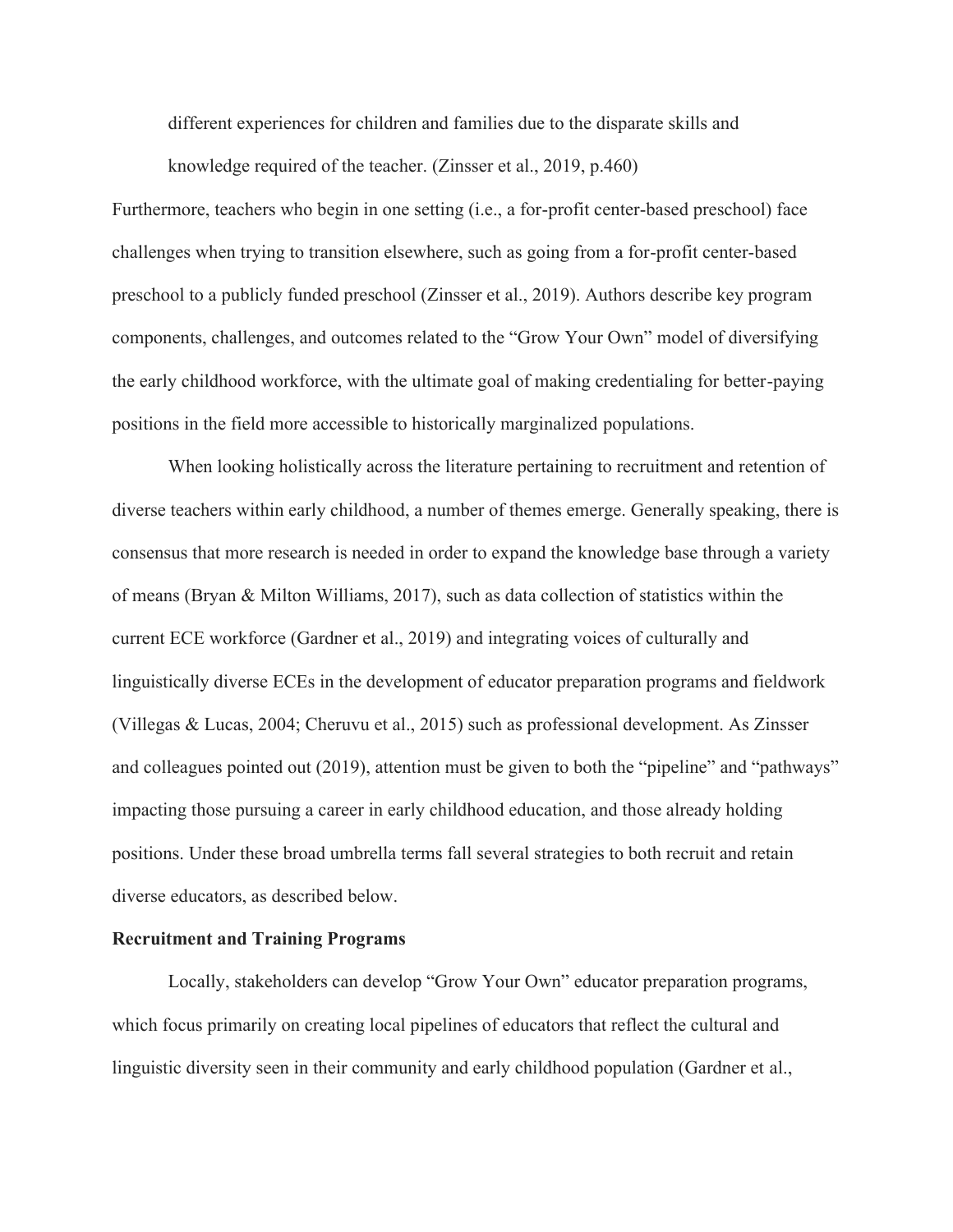> different experiences for children and families due to the disparate skills and knowledge required of the teacher. (Zinsser et al., 2019, p.460)

Furthermore, teachers who begin in one setting (i.e., a for-profit center-based preschool) face challenges when trying to transition elsewhere, such as going from a for-profit center-based preschool to a publicly funded preschool (Zinsser et al., 2019). Authors describe key program components, challenges, and outcomes related to the "Grow Your Own" model of diversifying the early childhood workforce, with the ultimate goal of making credentialing for better-paying positions in the field more accessible to historically marginalized populations.

When looking holistically across the literature pertaining to recruitment and retention of diverse teachers within early childhood, a number of themes emerge. Generally speaking, there is consensus that more research is needed in order to expand the knowledge base through a variety of means (Bryan & Milton Williams, 2017), such as data collection of statistics within the current ECE workforce (Gardner et al., 2019) and integrating voices of culturally and linguistically diverse ECEs in the development of educator preparation programs and fieldwork (Villegas & Lucas, 2004; Cheruvu et al., 2015) such as professional development. As Zinsser and colleagues pointed out (2019), attention must be given to both the "pipeline" and "pathways" impacting those pursuing a career in early childhood education, and those already holding positions. Under these broad umbrella terms fall several strategies to both recruit and retain diverse educators, as described below.

**Recruitment and Training Programs**

Locally, stakeholders can develop "Grow Your Own" educator preparation programs, which focus primarily on creating local pipelines of educators that reflect the cultural and linguistic diversity seen in their community and early childhood population (Gardner et al.,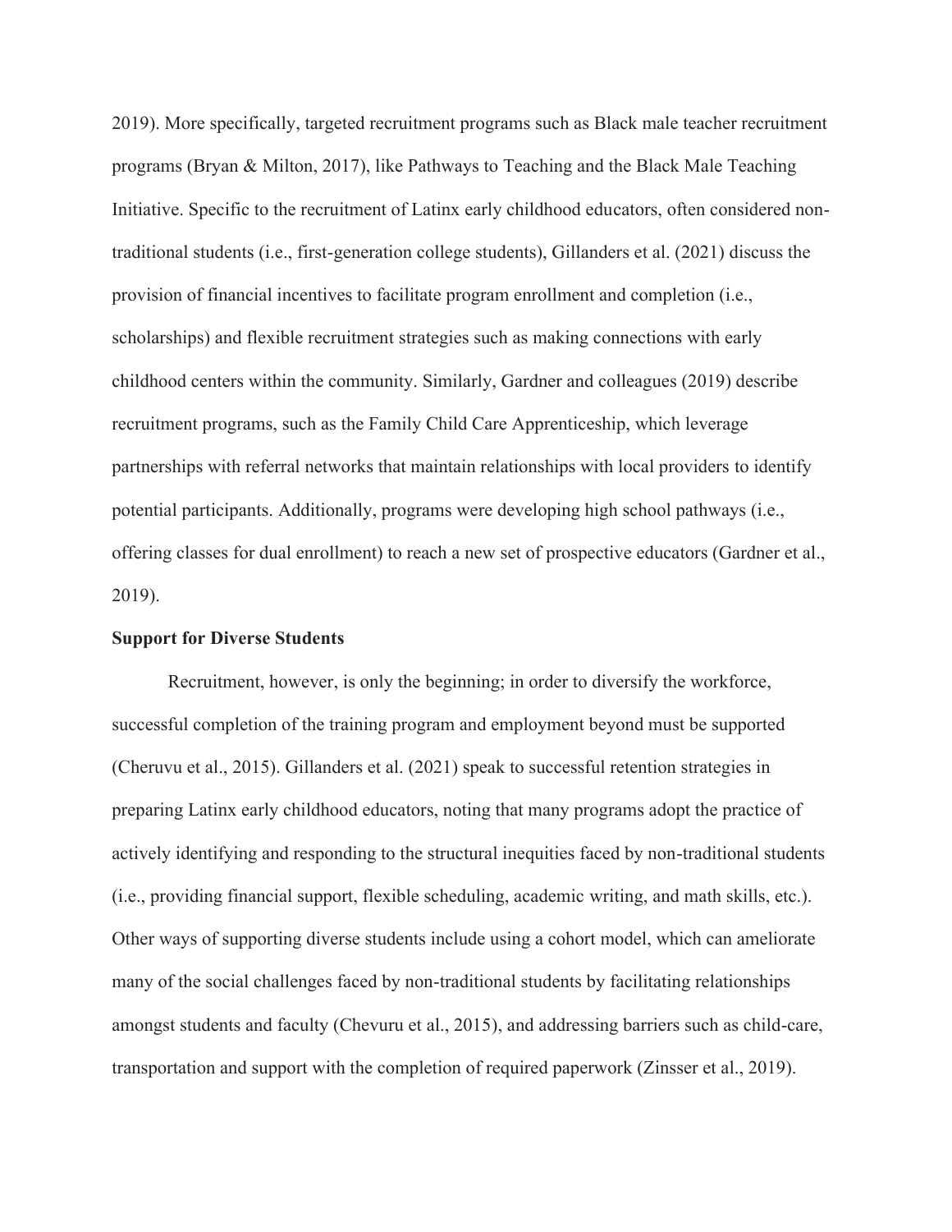2019). More specifically, targeted recruitment programs such as Black male teacher recruitment programs (Bryan & Milton, 2017), like Pathways to Teaching and the Black Male Teaching Initiative. Specific to the recruitment of Latinx early childhood educators, often considered non-traditional students (i.e., first-generation college students), Gillanders et al. (2021) discuss the provision of financial incentives to facilitate program enrollment and completion (i.e., scholarships) and flexible recruitment strategies such as making connections with early childhood centers within the community. Similarly, Gardner and colleagues (2019) describe recruitment programs, such as the Family Child Care Apprenticeship, which leverage partnerships with referral networks that maintain relationships with local providers to identify potential participants. Additionally, programs were developing high school pathways (i.e., offering classes for dual enrollment) to reach a new set of prospective educators (Gardner et al., 2019).

**Support for Diverse Students**

Recruitment, however, is only the beginning; in order to diversify the workforce, successful completion of the training program and employment beyond must be supported (Cheruvu et al., 2015). Gillanders et al. (2021) speak to successful retention strategies in preparing Latinx early childhood educators, noting that many programs adopt the practice of actively identifying and responding to the structural inequities faced by non-traditional students (i.e., providing financial support, flexible scheduling, academic writing, and math skills, etc.). Other ways of supporting diverse students include using a cohort model, which can ameliorate many of the social challenges faced by non-traditional students by facilitating relationships amongst students and faculty (Chevuru et al., 2015), and addressing barriers such as child-care, transportation and support with the completion of required paperwork (Zinsser et al., 2019).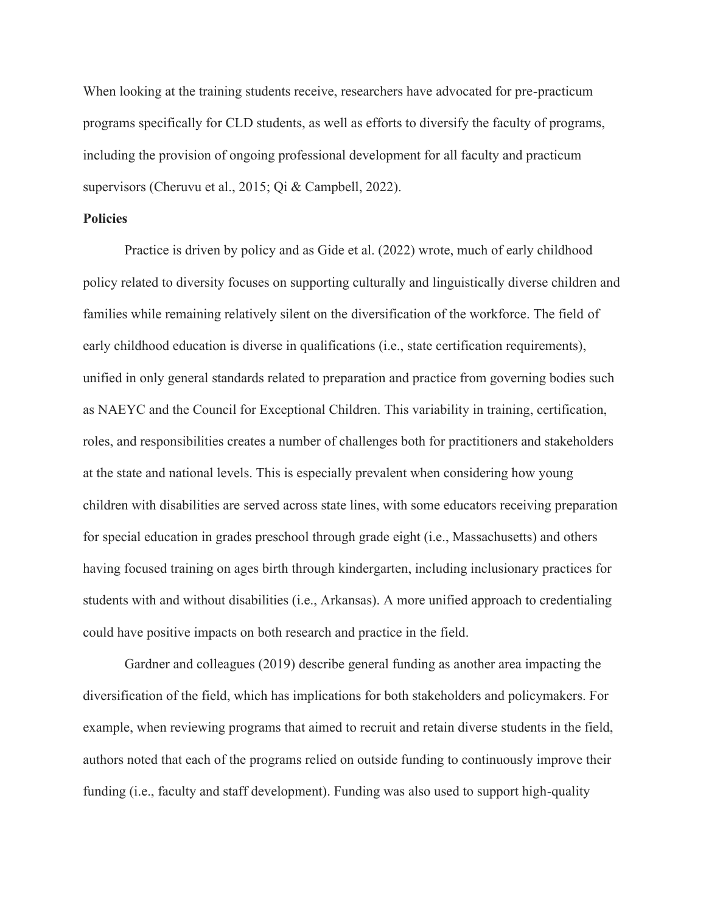When looking at the training students receive, researchers have advocated for pre-practicum programs specifically for CLD students, as well as efforts to diversify the faculty of programs, including the provision of ongoing professional development for all faculty and practicum supervisors (Cheruvu et al., 2015; Qi & Campbell, 2022).

**Policies**

Practice is driven by policy and as Gide et al. (2022) wrote, much of early childhood policy related to diversity focuses on supporting culturally and linguistically diverse children and families while remaining relatively silent on the diversification of the workforce. The field of early childhood education is diverse in qualifications (i.e., state certification requirements), unified in only general standards related to preparation and practice from governing bodies such as NAEYC and the Council for Exceptional Children. This variability in training, certification, roles, and responsibilities creates a number of challenges both for practitioners and stakeholders at the state and national levels. This is especially prevalent when considering how young children with disabilities are served across state lines, with some educators receiving preparation for special education in grades preschool through grade eight (i.e., Massachusetts) and others having focused training on ages birth through kindergarten, including inclusionary practices for students with and without disabilities (i.e., Arkansas). A more unified approach to credentialing could have positive impacts on both research and practice in the field.

Gardner and colleagues (2019) describe general funding as another area impacting the diversification of the field, which has implications for both stakeholders and policymakers. For example, when reviewing programs that aimed to recruit and retain diverse students in the field, authors noted that each of the programs relied on outside funding to continuously improve their funding (i.e., faculty and staff development). Funding was also used to support high-quality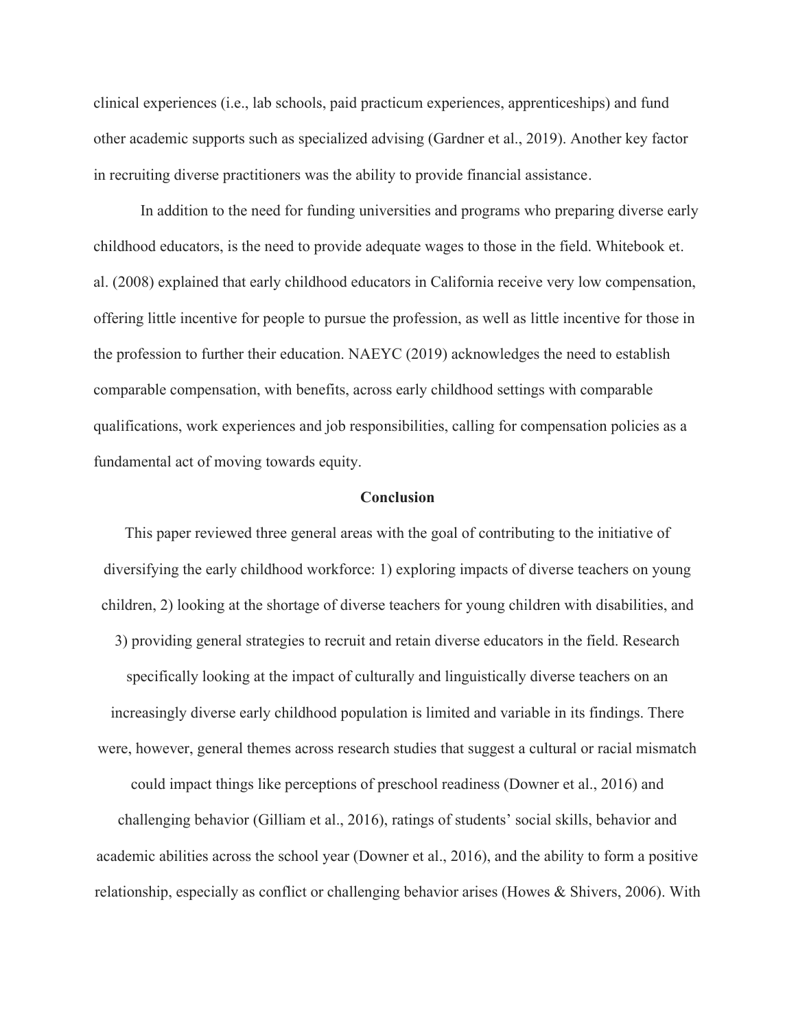clinical experiences (i.e., lab schools, paid practicum experiences, apprenticeships) and fund other academic supports such as specialized advising (Gardner et al., 2019). Another key factor in recruiting diverse practitioners was the ability to provide financial assistance.

In addition to the need for funding universities and programs who preparing diverse early childhood educators, is the need to provide adequate wages to those in the field. Whitebook et. al. (2008) explained that early childhood educators in California receive very low compensation, offering little incentive for people to pursue the profession, as well as little incentive for those in the profession to further their education. NAEYC (2019) acknowledges the need to establish comparable compensation, with benefits, across early childhood settings with comparable qualifications, work experiences and job responsibilities, calling for compensation policies as a fundamental act of moving towards equity.

## Conclusion

This paper reviewed three general areas with the goal of contributing to the initiative of diversifying the early childhood workforce: 1) exploring impacts of diverse teachers on young children, 2) looking at the shortage of diverse teachers for young children with disabilities, and 3) providing general strategies to recruit and retain diverse educators in the field. Research specifically looking at the impact of culturally and linguistically diverse teachers on an increasingly diverse early childhood population is limited and variable in its findings. There were, however, general themes across research studies that suggest a cultural or racial mismatch could impact things like perceptions of preschool readiness (Downer et al., 2016) and challenging behavior (Gilliam et al., 2016), ratings of students' social skills, behavior and academic abilities across the school year (Downer et al., 2016), and the ability to form a positive relationship, especially as conflict or challenging behavior arises (Howes & Shivers, 2006). With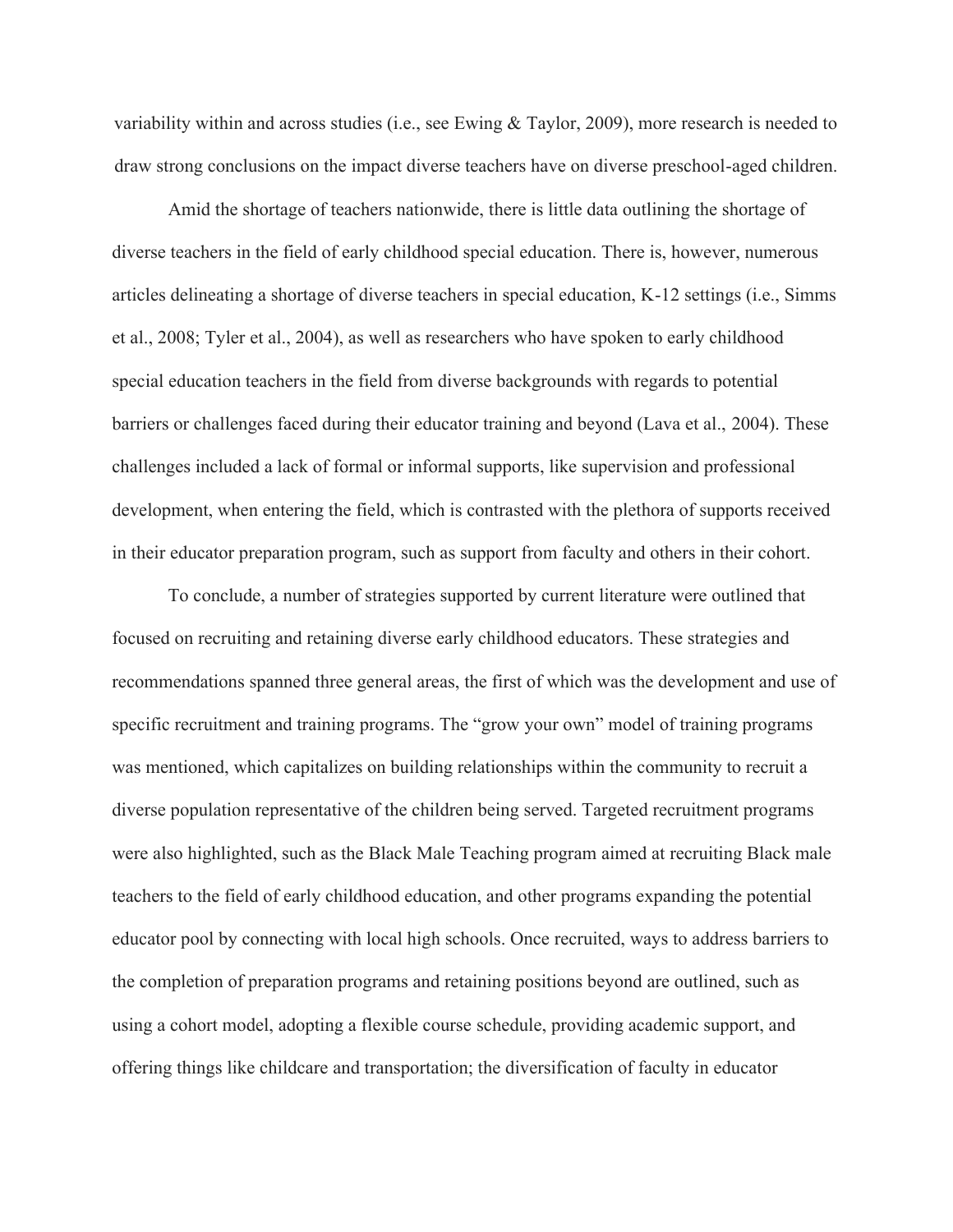variability within and across studies (i.e., see Ewing & Taylor, 2009), more research is needed to draw strong conclusions on the impact diverse teachers have on diverse preschool-aged children.

Amid the shortage of teachers nationwide, there is little data outlining the shortage of diverse teachers in the field of early childhood special education. There is, however, numerous articles delineating a shortage of diverse teachers in special education, K-12 settings (i.e., Simms et al., 2008; Tyler et al., 2004), as well as researchers who have spoken to early childhood special education teachers in the field from diverse backgrounds with regards to potential barriers or challenges faced during their educator training and beyond (Lava et al., 2004). These challenges included a lack of formal or informal supports, like supervision and professional development, when entering the field, which is contrasted with the plethora of supports received in their educator preparation program, such as support from faculty and others in their cohort.

To conclude, a number of strategies supported by current literature were outlined that focused on recruiting and retaining diverse early childhood educators. These strategies and recommendations spanned three general areas, the first of which was the development and use of specific recruitment and training programs. The "grow your own" model of training programs was mentioned, which capitalizes on building relationships within the community to recruit a diverse population representative of the children being served. Targeted recruitment programs were also highlighted, such as the Black Male Teaching program aimed at recruiting Black male teachers to the field of early childhood education, and other programs expanding the potential educator pool by connecting with local high schools. Once recruited, ways to address barriers to the completion of preparation programs and retaining positions beyond are outlined, such as using a cohort model, adopting a flexible course schedule, providing academic support, and offering things like childcare and transportation; the diversification of faculty in educator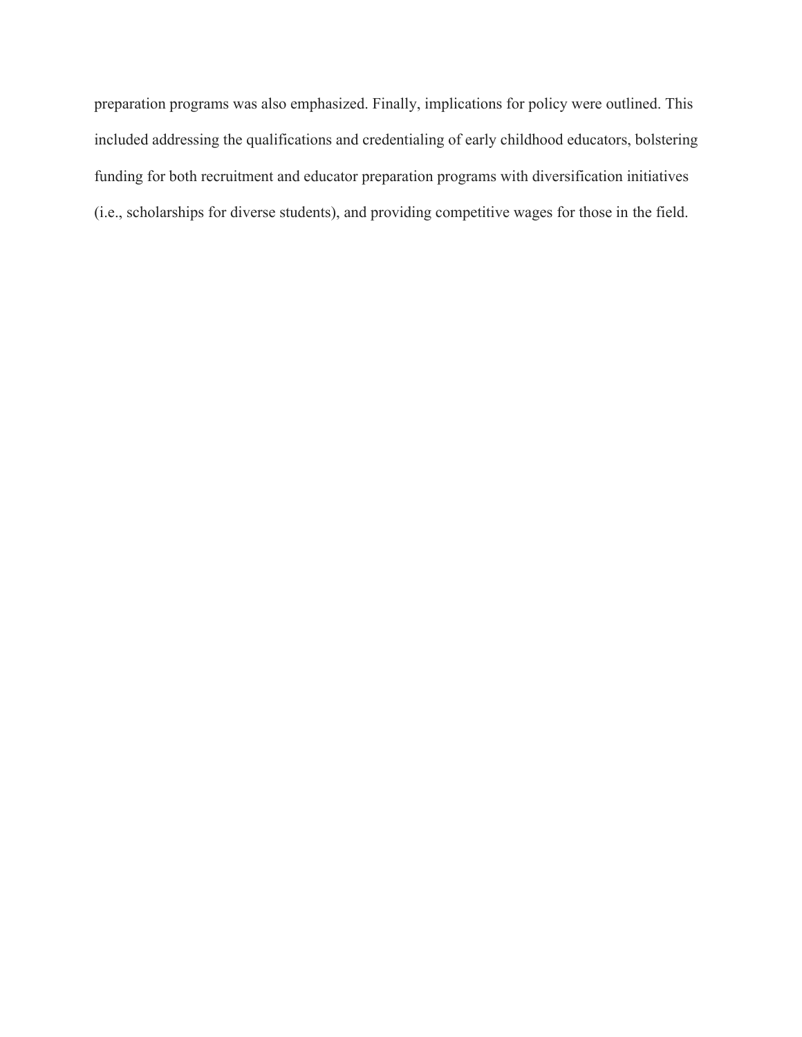preparation programs was also emphasized. Finally, implications for policy were outlined. This included addressing the qualifications and credentialing of early childhood educators, bolstering funding for both recruitment and educator preparation programs with diversification initiatives (i.e., scholarships for diverse students), and providing competitive wages for those in the field.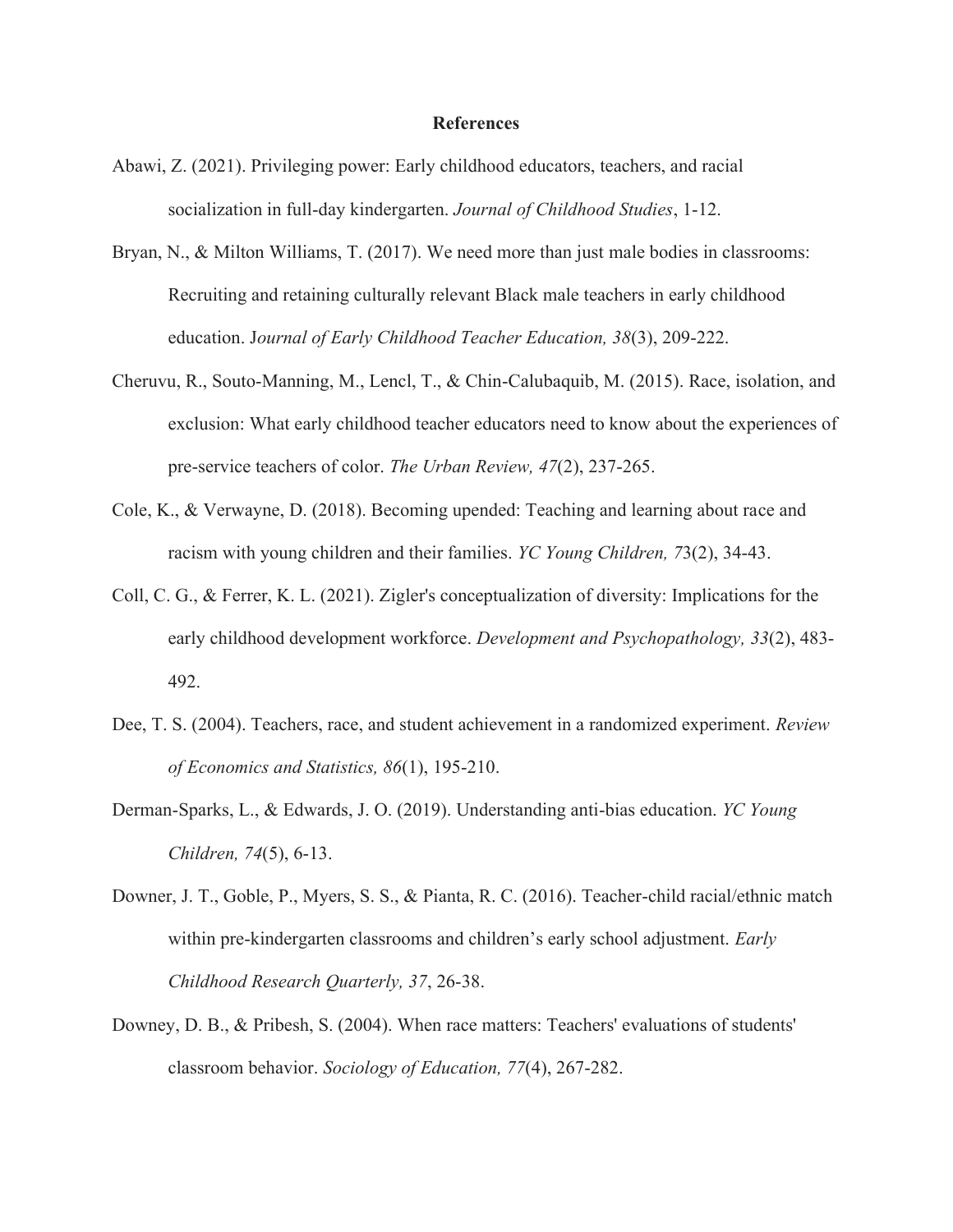# References

Abawi, Z. (2021). Privileging power: Early childhood educators, teachers, and racial socialization in full-day kindergarten. *Journal of Childhood Studies*, 1-12.

Bryan, N., & Milton Williams, T. (2017). We need more than just male bodies in classrooms: Recruiting and retaining culturally relevant Black male teachers in early childhood education. J*ournal of Early Childhood Teacher Education, 38*(3), 209-222.

Cheruvu, R., Souto-Manning, M., Lencl, T., & Chin-Calubaquib, M. (2015). Race, isolation, and exclusion: What early childhood teacher educators need to know about the experiences of pre-service teachers of color. *The Urban Review, 47*(2), 237-265.

Cole, K., & Verwayne, D. (2018). Becoming upended: Teaching and learning about race and racism with young children and their families. *YC Young Children, 7*3(2), 34-43.

Coll, C. G., & Ferrer, K. L. (2021). Zigler's conceptualization of diversity: Implications for the early childhood development workforce. *Development and Psychopathology, 33*(2), 483-492.

Dee, T. S. (2004). Teachers, race, and student achievement in a randomized experiment. *Review of Economics and Statistics, 86*(1), 195-210.

Derman-Sparks, L., & Edwards, J. O. (2019). Understanding anti-bias education. *YC Young Children, 74*(5), 6-13.

Downer, J. T., Goble, P., Myers, S. S., & Pianta, R. C. (2016). Teacher-child racial/ethnic match within pre-kindergarten classrooms and children's early school adjustment. *Early Childhood Research Quarterly, 37*, 26-38.

Downey, D. B., & Pribesh, S. (2004). When race matters: Teachers' evaluations of students' classroom behavior. *Sociology of Education, 77*(4), 267-282.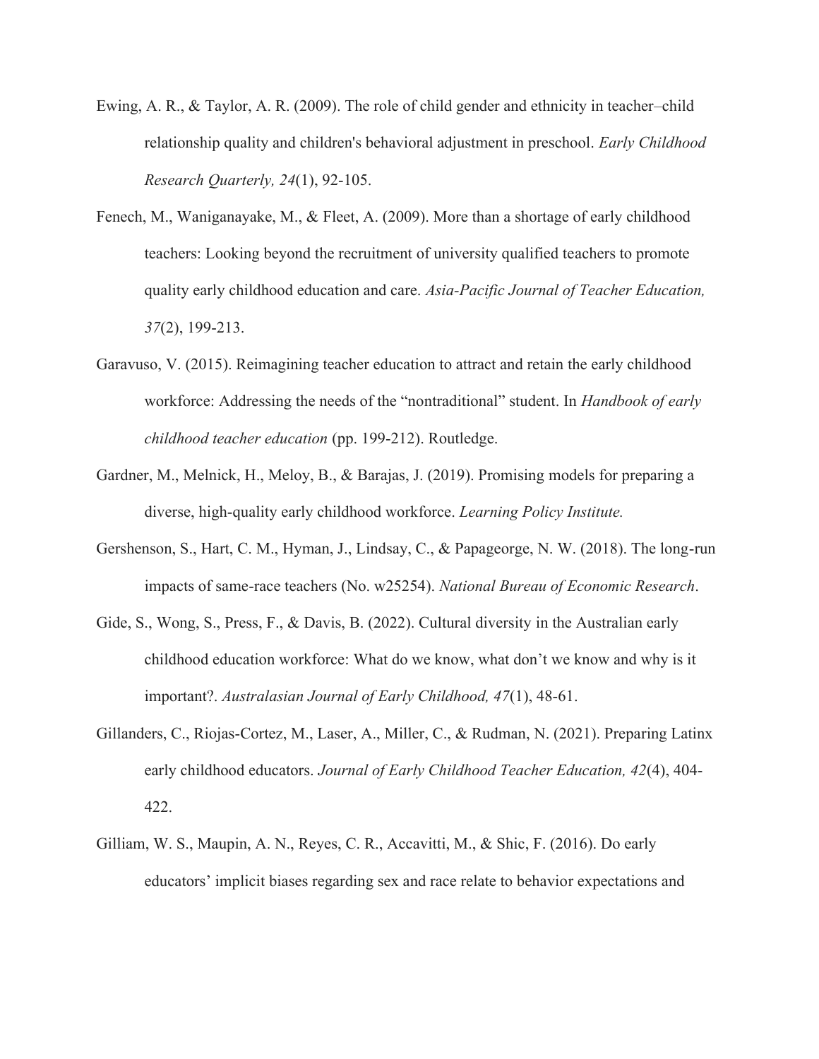Ewing, A. R., & Taylor, A. R. (2009). The role of child gender and ethnicity in teacher–child relationship quality and children's behavioral adjustment in preschool. *Early Childhood Research Quarterly, 24*(1), 92-105.

Fenech, M., Waniganayake, M., & Fleet, A. (2009). More than a shortage of early childhood teachers: Looking beyond the recruitment of university qualified teachers to promote quality early childhood education and care. *Asia-Pacific Journal of Teacher Education, 37*(2), 199-213.

Garavuso, V. (2015). Reimagining teacher education to attract and retain the early childhood workforce: Addressing the needs of the "nontraditional" student. In *Handbook of early childhood teacher education* (pp. 199-212). Routledge.

Gardner, M., Melnick, H., Meloy, B., & Barajas, J. (2019). Promising models for preparing a diverse, high-quality early childhood workforce. *Learning Policy Institute.*

Gershenson, S., Hart, C. M., Hyman, J., Lindsay, C., & Papageorge, N. W. (2018). The long-run impacts of same-race teachers (No. w25254). *National Bureau of Economic Research*.

Gide, S., Wong, S., Press, F., & Davis, B. (2022). Cultural diversity in the Australian early childhood education workforce: What do we know, what don't we know and why is it important?. *Australasian Journal of Early Childhood, 47*(1), 48-61.

Gillanders, C., Riojas-Cortez, M., Laser, A., Miller, C., & Rudman, N. (2021). Preparing Latinx early childhood educators. *Journal of Early Childhood Teacher Education, 42*(4), 404-422.

Gilliam, W. S., Maupin, A. N., Reyes, C. R., Accavitti, M., & Shic, F. (2016). Do early educators' implicit biases regarding sex and race relate to behavior expectations and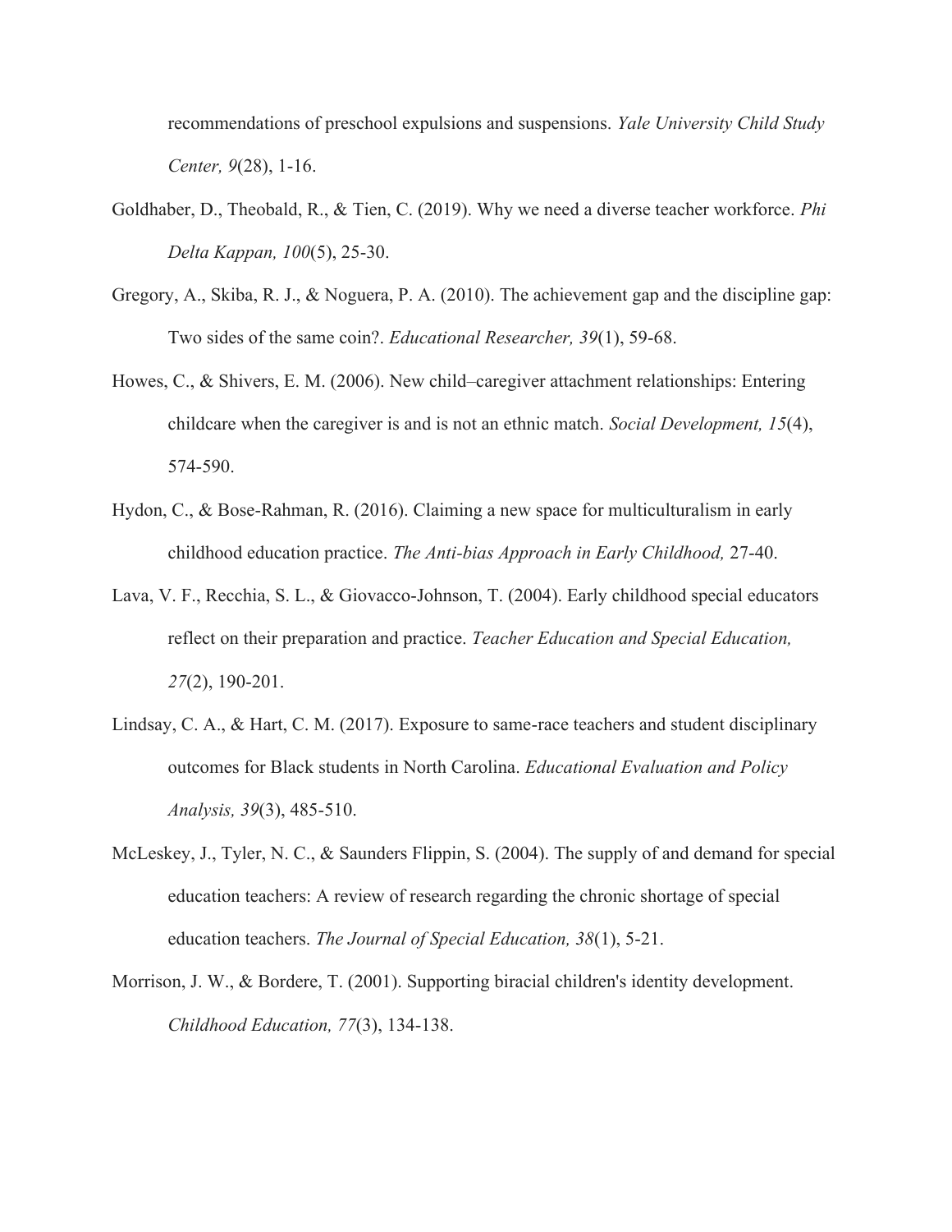recommendations of preschool expulsions and suspensions. *Yale University Child Study Center, 9*(28), 1-16.

Goldhaber, D., Theobald, R., & Tien, C. (2019). Why we need a diverse teacher workforce. *Phi Delta Kappan, 100*(5), 25-30.

Gregory, A., Skiba, R. J., & Noguera, P. A. (2010). The achievement gap and the discipline gap: Two sides of the same coin?. *Educational Researcher, 39*(1), 59-68.

Howes, C., & Shivers, E. M. (2006). New child–caregiver attachment relationships: Entering childcare when the caregiver is and is not an ethnic match. *Social Development, 15*(4), 574-590.

Hydon, C., & Bose-Rahman, R. (2016). Claiming a new space for multiculturalism in early childhood education practice. *The Anti-bias Approach in Early Childhood,* 27-40.

Lava, V. F., Recchia, S. L., & Giovacco-Johnson, T. (2004). Early childhood special educators reflect on their preparation and practice. *Teacher Education and Special Education, 27*(2), 190-201.

Lindsay, C. A., & Hart, C. M. (2017). Exposure to same-race teachers and student disciplinary outcomes for Black students in North Carolina. *Educational Evaluation and Policy Analysis, 39*(3), 485-510.

McLeskey, J., Tyler, N. C., & Saunders Flippin, S. (2004). The supply of and demand for special education teachers: A review of research regarding the chronic shortage of special education teachers. *The Journal of Special Education, 38*(1), 5-21.

Morrison, J. W., & Bordere, T. (2001). Supporting biracial children's identity development. *Childhood Education, 77*(3), 134-138.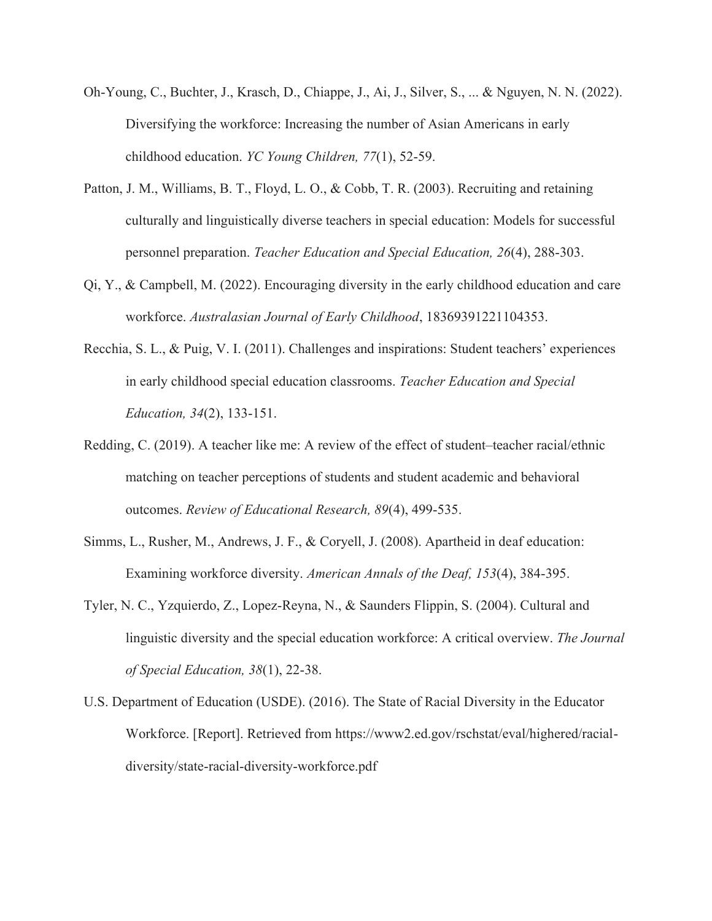Oh-Young, C., Buchter, J., Krasch, D., Chiappe, J., Ai, J., Silver, S., ... & Nguyen, N. N. (2022). Diversifying the workforce: Increasing the number of Asian Americans in early childhood education. *YC Young Children, 77*(1), 52-59.

Patton, J. M., Williams, B. T., Floyd, L. O., & Cobb, T. R. (2003). Recruiting and retaining culturally and linguistically diverse teachers in special education: Models for successful personnel preparation. *Teacher Education and Special Education, 26*(4), 288-303.

Qi, Y., & Campbell, M. (2022). Encouraging diversity in the early childhood education and care workforce. *Australasian Journal of Early Childhood*, 18369391221104353.

Recchia, S. L., & Puig, V. I. (2011). Challenges and inspirations: Student teachers' experiences in early childhood special education classrooms. *Teacher Education and Special Education, 34*(2), 133-151.

Redding, C. (2019). A teacher like me: A review of the effect of student–teacher racial/ethnic matching on teacher perceptions of students and student academic and behavioral outcomes. *Review of Educational Research, 89*(4), 499-535.

Simms, L., Rusher, M., Andrews, J. F., & Coryell, J. (2008). Apartheid in deaf education: Examining workforce diversity. *American Annals of the Deaf, 153*(4), 384-395.

Tyler, N. C., Yzquierdo, Z., Lopez-Reyna, N., & Saunders Flippin, S. (2004). Cultural and linguistic diversity and the special education workforce: A critical overview. *The Journal of Special Education, 38*(1), 22-38.

U.S. Department of Education (USDE). (2016). The State of Racial Diversity in the Educator Workforce. [Report]. Retrieved from https://www2.ed.gov/rschstat/eval/highered/racial-diversity/state-racial-diversity-workforce.pdf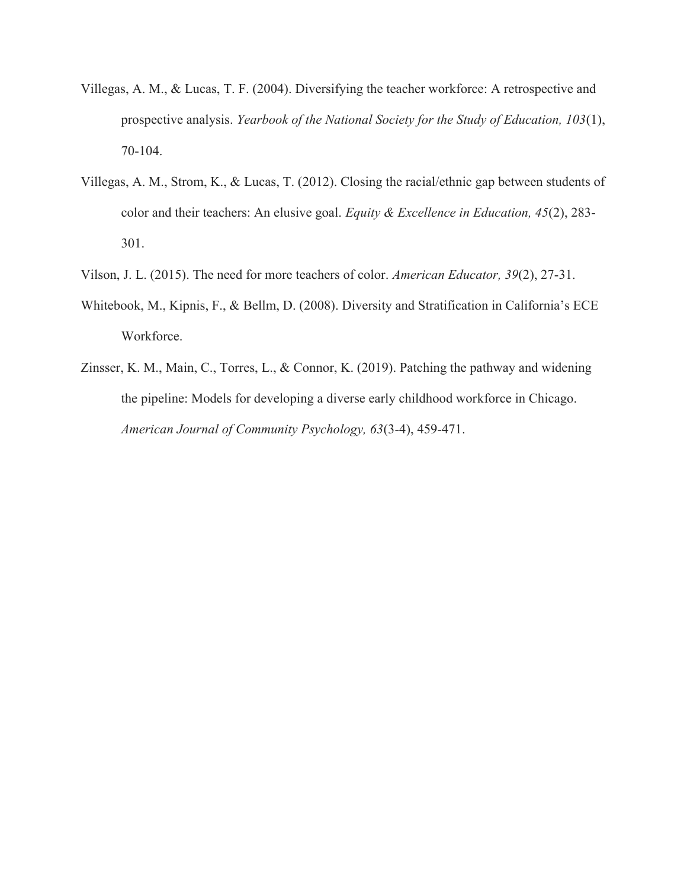Villegas, A. M., & Lucas, T. F. (2004). Diversifying the teacher workforce: A retrospective and prospective analysis. *Yearbook of the National Society for the Study of Education, 103*(1), 70-104.

Villegas, A. M., Strom, K., & Lucas, T. (2012). Closing the racial/ethnic gap between students of color and their teachers: An elusive goal. *Equity & Excellence in Education, 45*(2), 283-301.

Vilson, J. L. (2015). The need for more teachers of color. *American Educator, 39*(2), 27-31.

Whitebook, M., Kipnis, F., & Bellm, D. (2008). Diversity and Stratification in California's ECE Workforce.

Zinsser, K. M., Main, C., Torres, L., & Connor, K. (2019). Patching the pathway and widening the pipeline: Models for developing a diverse early childhood workforce in Chicago. *American Journal of Community Psychology, 63*(3-4), 459-471.